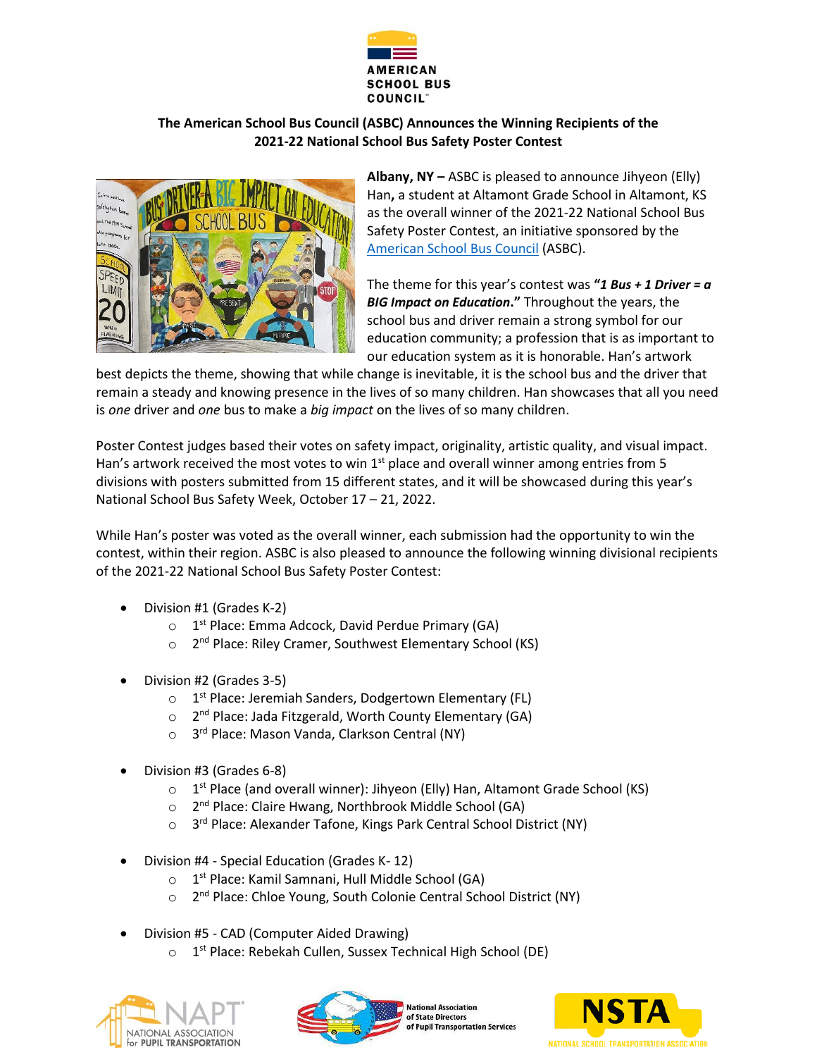AMERICAN SCHOOL BUS COUNCIL

## The American School Bus Council (ASBC) Announces the Winning Recipients of the 2021-22 National School Bus Safety Poster Contest

**Albany, NY –** ASBC is pleased to announce Jihyeon (Elly) Han**,** a student at Altamont Grade School in Altamont, KS as the overall winner of the 2021-22 National School Bus Safety Poster Contest, an initiative sponsored by the American School Bus Council (ASBC).

The theme for this year's contest was **"*1 Bus + 1 Driver = a BIG Impact on Education*."** Throughout the years, the school bus and driver remain a strong symbol for our education community; a profession that is as important to our education system as it is honorable. Han's artwork best depicts the theme, showing that while change is inevitable, it is the school bus and the driver that remain a steady and knowing presence in the lives of so many children. Han showcases that all you need is *one* driver and *one* bus to make a *big impact* on the lives of so many children.

Poster Contest judges based their votes on safety impact, originality, artistic quality, and visual impact. Han's artwork received the most votes to win 1st place and overall winner among entries from 5 divisions with posters submitted from 15 different states, and it will be showcased during this year's National School Bus Safety Week, October 17 – 21, 2022.

While Han's poster was voted as the overall winner, each submission had the opportunity to win the contest, within their region. ASBC is also pleased to announce the following winning divisional recipients of the 2021-22 National School Bus Safety Poster Contest:

- Division #1 (Grades K-2)
  - 1st Place: Emma Adcock, David Perdue Primary (GA)
  - 2nd Place: Riley Cramer, Southwest Elementary School (KS)
- Division #2 (Grades 3-5)
  - 1st Place: Jeremiah Sanders, Dodgertown Elementary (FL)
  - 2nd Place: Jada Fitzgerald, Worth County Elementary (GA)
  - 3rd Place: Mason Vanda, Clarkson Central (NY)
- Division #3 (Grades 6-8)
  - 1st Place (and overall winner): Jihyeon (Elly) Han, Altamont Grade School (KS)
  - 2nd Place: Claire Hwang, Northbrook Middle School (GA)
  - 3rd Place: Alexander Tafone, Kings Park Central School District (NY)
- Division #4 - Special Education (Grades K- 12)
  - 1st Place: Kamil Samnani, Hull Middle School (GA)
  - 2nd Place: Chloe Young, South Colonie Central School District (NY)
- Division #5 - CAD (Computer Aided Drawing)
  - 1st Place: Rebekah Cullen, Sussex Technical High School (DE)

NAPT NATIONAL ASSOCIATION for PUPIL TRANSPORTATION | National Association of State Directors of Pupil Transportation Services | NSTA NATIONAL SCHOOL TRANSPORTATION ASSOCIATION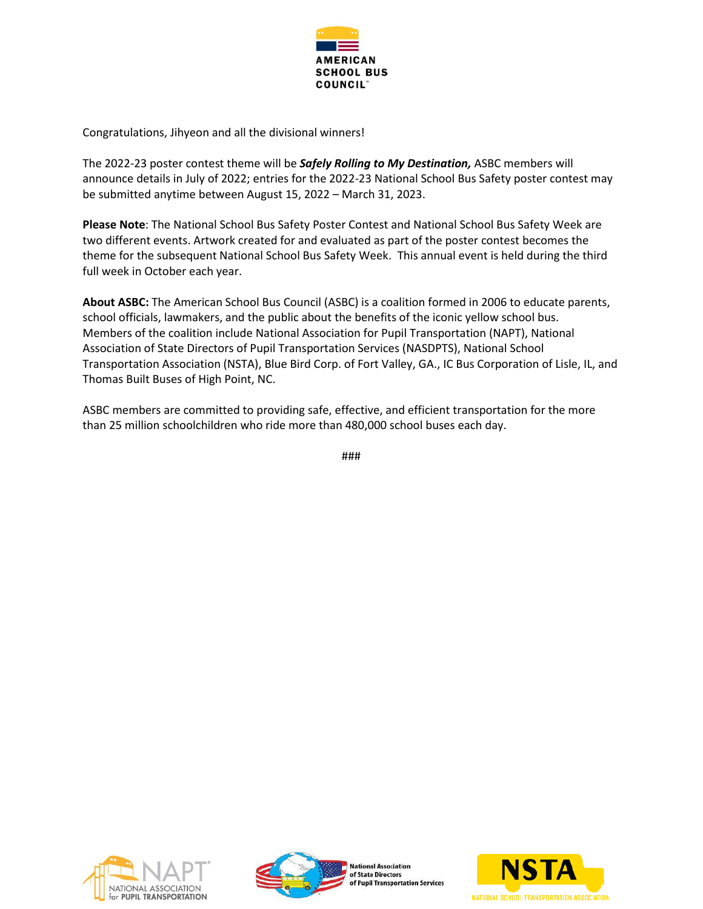Congratulations, Jihyeon and all the divisional winners!

The 2022-23 poster contest theme will be ***Safely Rolling to My Destination,*** ASBC members will announce details in July of 2022; entries for the 2022-23 National School Bus Safety poster contest may be submitted anytime between August 15, 2022 – March 31, 2023.

**Please Note**: The National School Bus Safety Poster Contest and National School Bus Safety Week are two different events. Artwork created for and evaluated as part of the poster contest becomes the theme for the subsequent National School Bus Safety Week. This annual event is held during the third full week in October each year.

**About ASBC:** The American School Bus Council (ASBC) is a coalition formed in 2006 to educate parents, school officials, lawmakers, and the public about the benefits of the iconic yellow school bus. Members of the coalition include National Association for Pupil Transportation (NAPT), National Association of State Directors of Pupil Transportation Services (NASDPTS), National School Transportation Association (NSTA), Blue Bird Corp. of Fort Valley, GA., IC Bus Corporation of Lisle, IL, and Thomas Built Buses of High Point, NC.

ASBC members are committed to providing safe, effective, and efficient transportation for the more than 25 million schoolchildren who ride more than 480,000 school buses each day.

###